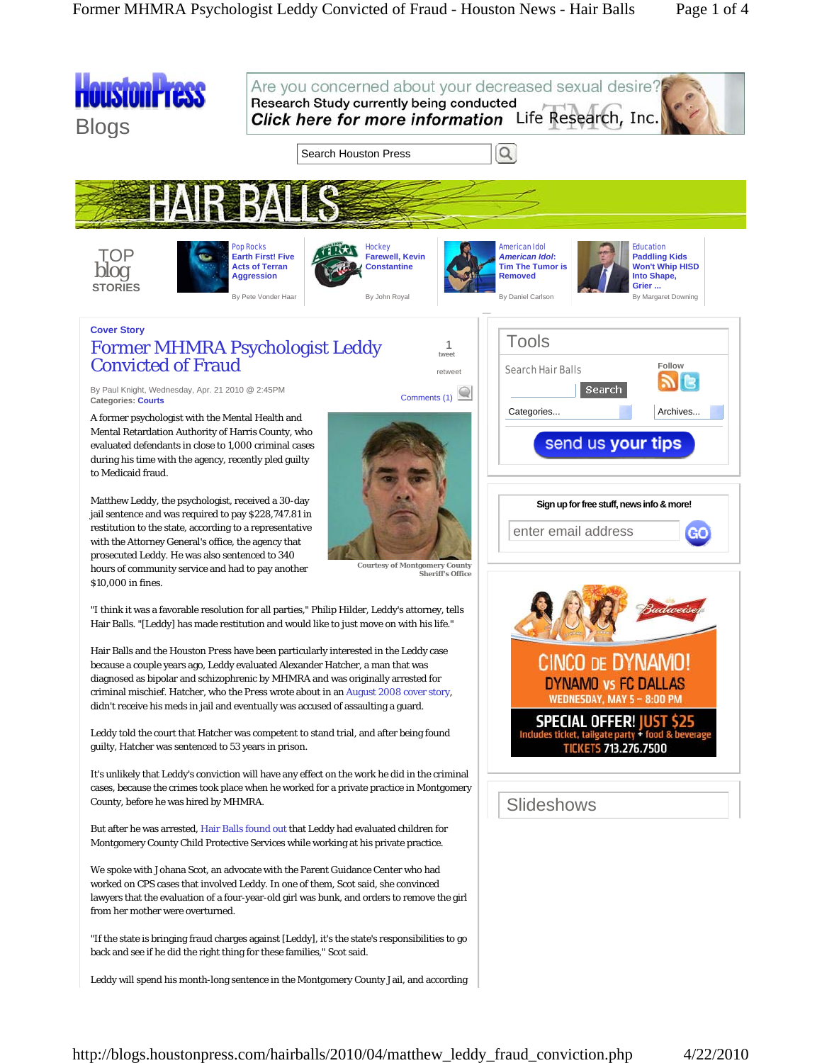Cover Story

# Former MHMRA Psychologist Leddy Convicted of Fraud

By Paul Knight, Wednesday, Apr. 21 2010 @ 2:45PM
Categories: **Courts**

A former psychologist with the Mental Health and Mental Retardation Authority of Harris County, who evaluated defendants in close to 1,000 criminal cases during his time with the agency, recently pled guilty to Medicaid fraud.

Courtesy of Montgomery County Sheriff's Office

Matthew Leddy, the psychologist, received a 30-day jail sentence and was required to pay $228,747.81 in restitution to the state, according to a representative with the Attorney General's office, the agency that prosecuted Leddy. He was also sentenced to 340 hours of community service and had to pay another $10,000 in fines.

"I think it was a favorable resolution for all parties," Philip Hilder, Leddy's attorney, tells Hair Balls. "[Leddy] has made restitution and would like to just move on with his life."

Hair Balls and the Houston Press have been particularly interested in the Leddy case because a couple years ago, Leddy evaluated Alexander Hatcher, a man that was diagnosed as bipolar and schizophrenic by MHMRA and was originally arrested for criminal mischief. Hatcher, who the Press wrote about in an August 2008 cover story, didn't receive his meds in jail and eventually was accused of assaulting a guard.

Leddy told the court that Hatcher was competent to stand trial, and after being found guilty, Hatcher was sentenced to 53 years in prison.

It's unlikely that Leddy's conviction will have any effect on the work he did in the criminal cases, because the crimes took place when he worked for a private practice in Montgomery County, before he was hired by MHMRA.

But after he was arrested, Hair Balls found out that Leddy had evaluated children for Montgomery County Child Protective Services while working at his private practice.

We spoke with Johana Scot, an advocate with the Parent Guidance Center who had worked on CPS cases that involved Leddy. In one of them, Scot said, she convinced lawyers that the evaluation of a four-year-old girl was bunk, and orders to remove the girl from her mother were overturned.

"If the state is bringing fraud charges against [Leddy], it's the state's responsibilities to go back and see if he did the right thing for these families," Scot said.

Leddy will spend his month-long sentence in the Montgomery County Jail, and according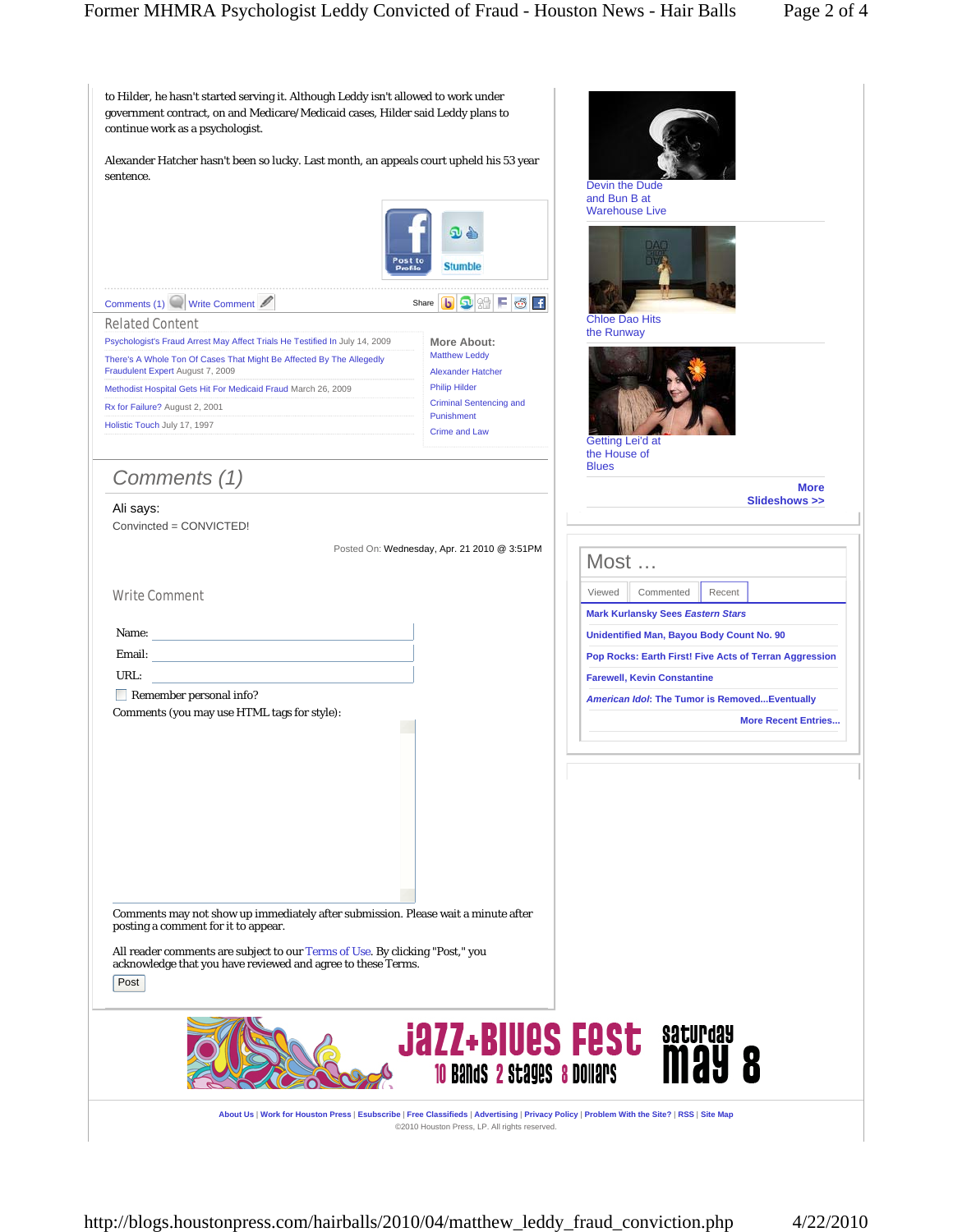to Hilder, he hasn't started serving it. Although Leddy isn't allowed to work under government contract, on and Medicare/Medicaid cases, Hilder said Leddy plans to continue work as a psychologist.

Alexander Hatcher hasn't been so lucky. Last month, an appeals court upheld his 53 year sentence.

Post to Profile | Stumble

Comments (1) | Write Comment | Share

## Related Content

- Psychologist's Fraud Arrest May Affect Trials He Testified In July 14, 2009
- There's A Whole Ton Of Cases That Might Be Affected By The Allegedly Fraudulent Expert August 7, 2009
- Methodist Hospital Gets Hit For Medicaid Fraud March 26, 2009
- Rx for Failure? August 2, 2001
- Holistic Touch July 17, 1997

**More About:**

- Matthew Leddy
- Alexander Hatcher
- Philip Hilder
- Criminal Sentencing and Punishment
- Crime and Law

## Comments (1)

Ali says:

Convincted = CONVICTED!

Posted On: Wednesday, Apr. 21 2010 @ 3:51PM

## Write Comment

Name:

Email:

URL:

Remember personal info?

Comments (you may use HTML tags for style):

Comments may not show up immediately after submission. Please wait a minute after posting a comment for it to appear.

All reader comments are subject to our Terms of Use. By clicking "Post," you acknowledge that you have reviewed and agree to these Terms.

Post

Devin the Dude and Bun B at Warehouse Live

Chloe Dao Hits the Runway

Getting Lei'd at the House of Blues

More Slideshows >>

## Most ...

Viewed | Commented | Recent

- Mark Kurlansky Sees *Eastern Stars*
- Unidentified Man, Bayou Body Count No. 90
- Pop Rocks: Earth First! Five Acts of Terran Aggression
- Farewell, Kevin Constantine
- *American Idol*: The Tumor is Removed...Eventually

More Recent Entries...

Jazz+Blues Fest 10 Bands 2 Stages 8 Dollars Saturday May 8

About Us | Work for Houston Press | Esubscribe | Free Classifieds | Advertising | Privacy Policy | Problem With the Site? | RSS | Site Map

©2010 Houston Press, LP. All rights reserved.